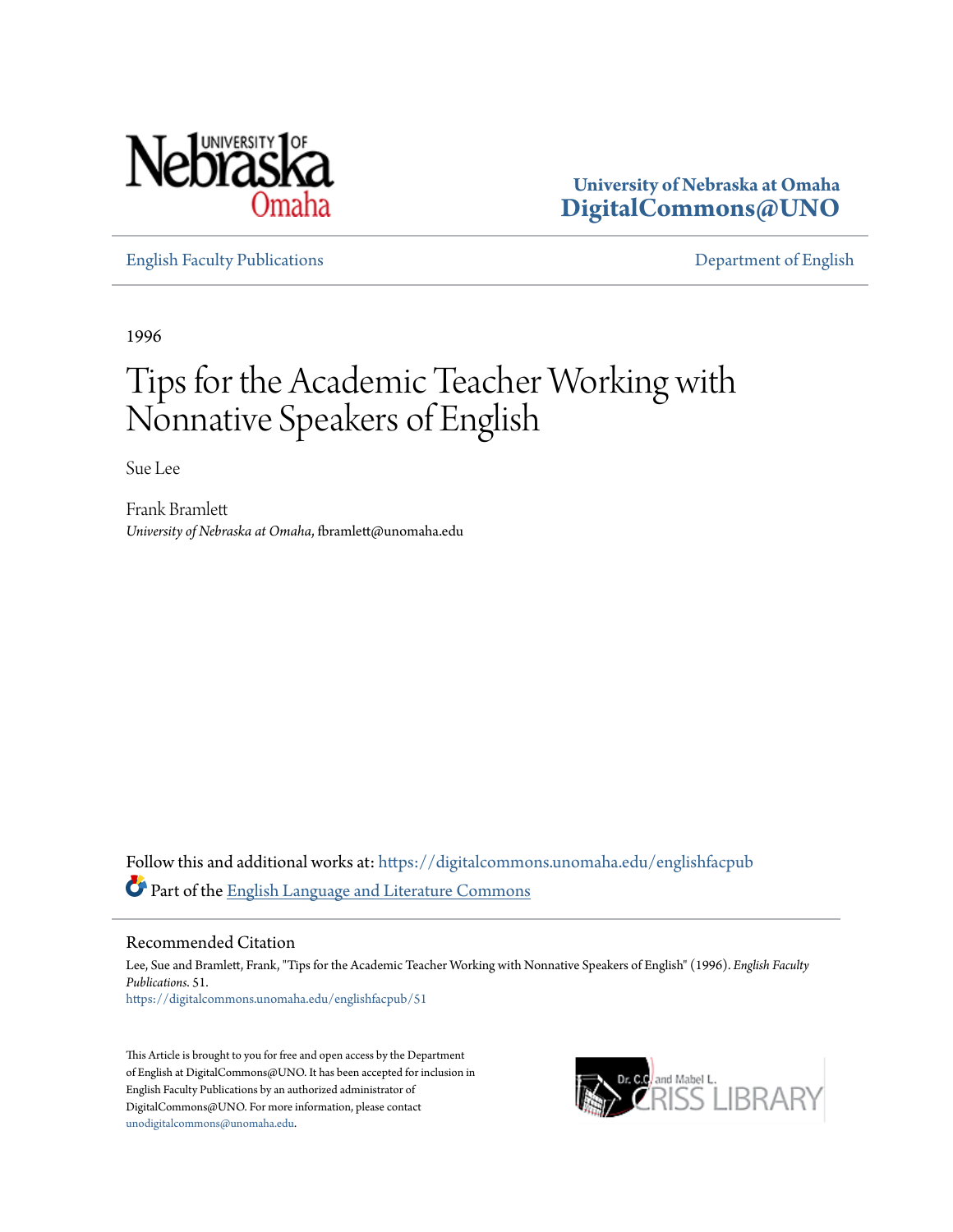University of Nebraska at Omaha
DigitalCommons@UNO

English Faculty Publications | Department of English

1996

# Tips for the Academic Teacher Working with Nonnative Speakers of English

Sue Lee

Frank Bramlett
*University of Nebraska at Omaha*, fbramlett@unomaha.edu

Follow this and additional works at: https://digitalcommons.unomaha.edu/englishfacpub

Part of the English Language and Literature Commons

## Recommended Citation

Lee, Sue and Bramlett, Frank, "Tips for the Academic Teacher Working with Nonnative Speakers of English" (1996). *English Faculty Publications*. 51.
https://digitalcommons.unomaha.edu/englishfacpub/51

This Article is brought to you for free and open access by the Department of English at DigitalCommons@UNO. It has been accepted for inclusion in English Faculty Publications by an authorized administrator of DigitalCommons@UNO. For more information, please contact unodigitalcommons@unomaha.edu.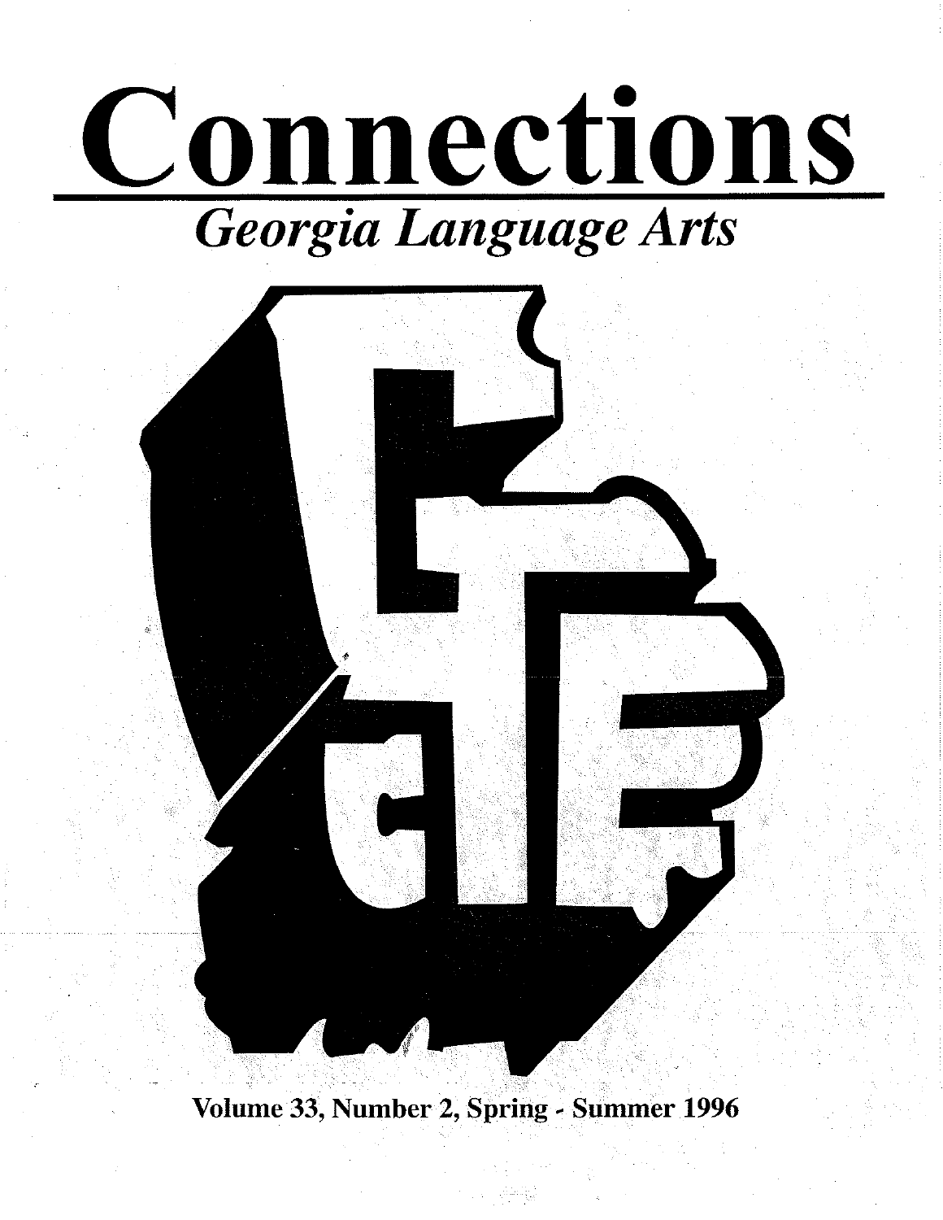# Connections

*Georgia Language Arts*

Volume 33, Number 2, Spring - Summer 1996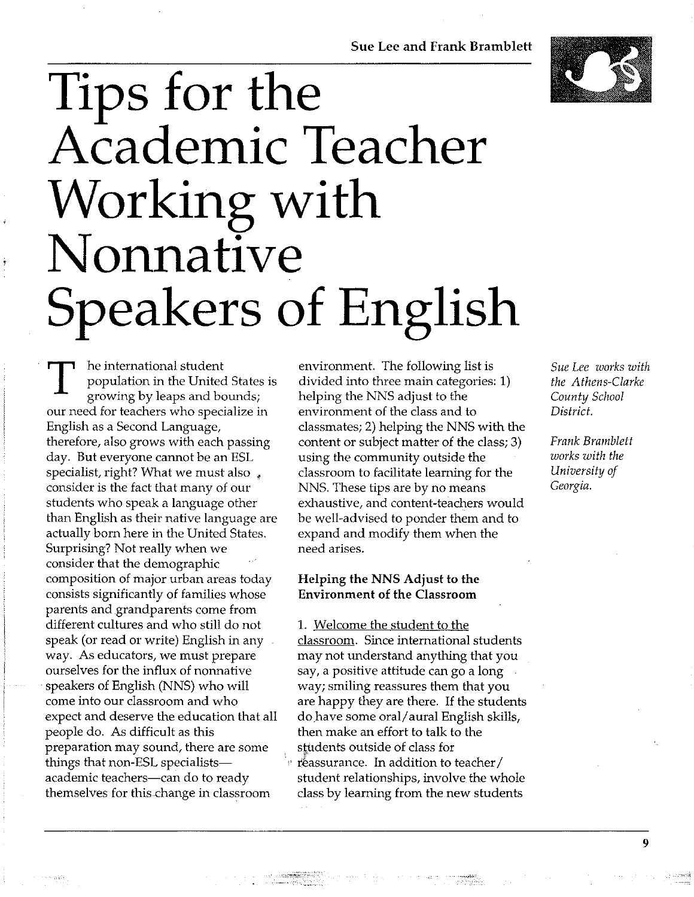# Tips for the Academic Teacher Working with Nonnative Speakers of English

Sue Lee and Frank Bramblett

*Sue Lee works with the Athens-Clarke County School District.*

*Frank Bramblett works with the University of Georgia.*

The international student population in the United States is growing by leaps and bounds; our need for teachers who specialize in English as a Second Language, therefore, also grows with each passing day. But everyone cannot be an ESL specialist, right? What we must also consider is the fact that many of our students who speak a language other than English as their native language are actually born here in the United States. Surprising? Not really when we consider that the demographic composition of major urban areas today consists significantly of families whose parents and grandparents come from different cultures and who still do not speak (or read or write) English in any way. As educators, we must prepare ourselves for the influx of nonnative speakers of English (NNS) who will come into our classroom and who expect and deserve the education that all people do. As difficult as this preparation may sound, there are some things that non-ESL specialists—academic teachers—can do to ready themselves for this change in classroom environment. The following list is divided into three main categories: 1) helping the NNS adjust to the environment of the class and to classmates; 2) helping the NNS with the content or subject matter of the class; 3) using the community outside the classroom to facilitate learning for the NNS. These tips are by no means exhaustive, and content-teachers would be well-advised to ponder them and to expand and modify them when the need arises.

### Helping the NNS Adjust to the Environment of the Classroom

1. Welcome the student to the classroom. Since international students may not understand anything that you say, a positive attitude can go a long way; smiling reassures them that you are happy they are there. If the students do have some oral/aural English skills, then make an effort to talk to the students outside of class for reassurance. In addition to teacher/student relationships, involve the whole class by learning from the new students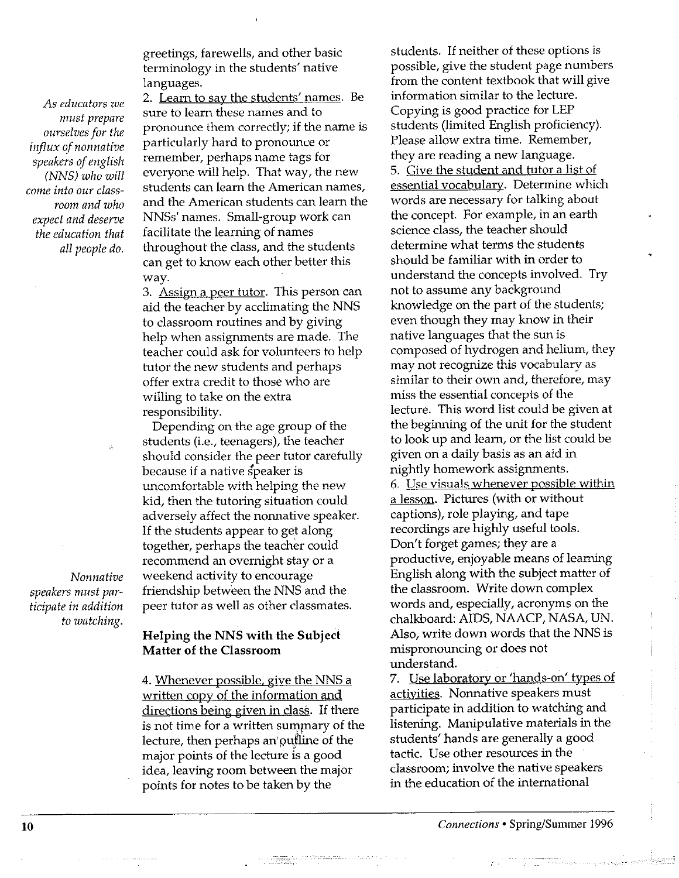greetings, farewells, and other basic terminology in the students' native languages.

*As educators we must prepare ourselves for the influx of nonnative speakers of english (NNS) who will come into our classroom and who expect and deserve the education that all people do.*

2. Learn to say the students' names. Be sure to learn these names and to pronounce them correctly; if the name is particularly hard to pronounce or remember, perhaps name tags for everyone will help. That way, the new students can learn the American names, and the American students can learn the NNSs' names. Small-group work can facilitate the learning of names throughout the class, and the students can get to know each other better this way.

3. Assign a peer tutor. This person can aid the teacher by acclimating the NNS to classroom routines and by giving help when assignments are made. The teacher could ask for volunteers to help tutor the new students and perhaps offer extra credit to those who are willing to take on the extra responsibility.

Depending on the age group of the students (i.e., teenagers), the teacher should consider the peer tutor carefully because if a native speaker is uncomfortable with helping the new kid, then the tutoring situation could adversely affect the nonnative speaker. If the students appear to get along together, perhaps the teacher could recommend an overnight stay or a weekend activity to encourage friendship between the NNS and the peer tutor as well as other classmates.

*Nonnative speakers must participate in addition to watching.*

### Helping the NNS with the Subject Matter of the Classroom

4. Whenever possible, give the NNS a written copy of the information and directions being given in class. If there is not time for a written summary of the lecture, then perhaps an outline of the major points of the lecture is a good idea, leaving room between the major points for notes to be taken by the students. If neither of these options is possible, give the student page numbers from the content textbook that will give information similar to the lecture. Copying is good practice for LEP students (limited English proficiency). Please allow extra time. Remember, they are reading a new language.

5. Give the student and tutor a list of essential vocabulary. Determine which words are necessary for talking about the concept. For example, in an earth science class, the teacher should determine what terms the students should be familiar with in order to understand the concepts involved. Try not to assume any background knowledge on the part of the students; even though they may know in their native languages that the sun is composed of hydrogen and helium, they may not recognize this vocabulary as similar to their own and, therefore, may miss the essential concepts of the lecture. This word list could be given at the beginning of the unit for the student to look up and learn, or the list could be given on a daily basis as an aid in nightly homework assignments.

6. Use visuals whenever possible within a lesson. Pictures (with or without captions), role playing, and tape recordings are highly useful tools. Don't forget games; they are a productive, enjoyable means of learning English along with the subject matter of the classroom. Write down complex words and, especially, acronyms on the chalkboard: AIDS, NAACP, NASA, UN. Also, write down words that the NNS is mispronouncing or does not understand.

7. Use laboratory or 'hands-on' types of activities. Nonnative speakers must participate in addition to watching and listening. Manipulative materials in the students' hands are generally a good tactic. Use other resources in the classroom; involve the native speakers in the education of the international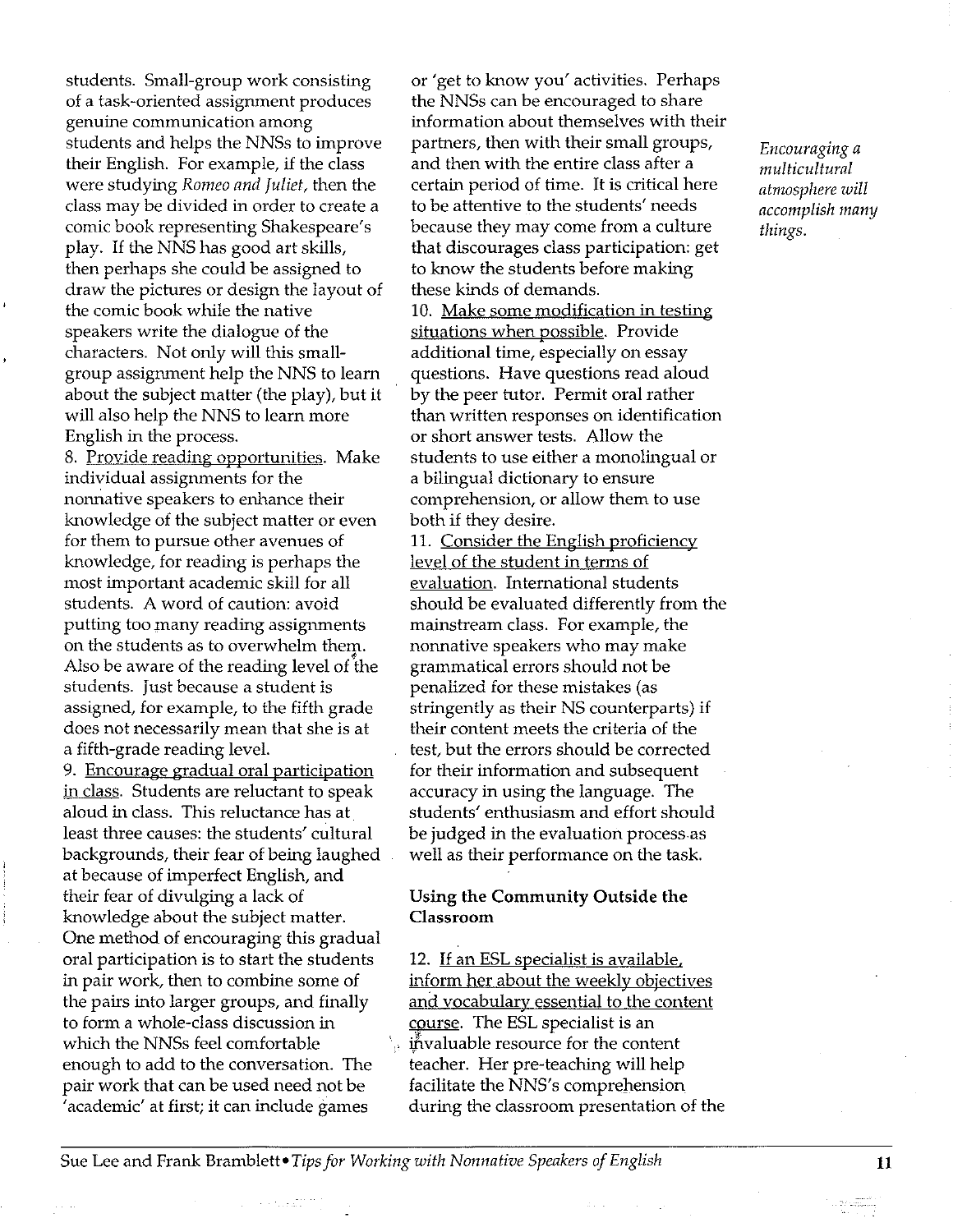students. Small-group work consisting of a task-oriented assignment produces genuine communication among students and helps the NNSs to improve their English. For example, if the class were studying *Romeo and Juliet*, then the class may be divided in order to create a comic book representing Shakespeare's play. If the NNS has good art skills, then perhaps she could be assigned to draw the pictures or design the layout of the comic book while the native speakers write the dialogue of the characters. Not only will this small-group assignment help the NNS to learn about the subject matter (the play), but it will also help the NNS to learn more English in the process.

8. Provide reading opportunities. Make individual assignments for the nonnative speakers to enhance their knowledge of the subject matter or even for them to pursue other avenues of knowledge, for reading is perhaps the most important academic skill for all students. A word of caution: avoid putting too many reading assignments on the students as to overwhelm them. Also be aware of the reading level of the students. Just because a student is assigned, for example, to the fifth grade does not necessarily mean that she is at a fifth-grade reading level.

9. Encourage gradual oral participation in class. Students are reluctant to speak aloud in class. This reluctance has at least three causes: the students' cultural backgrounds, their fear of being laughed at because of imperfect English, and their fear of divulging a lack of knowledge about the subject matter. One method of encouraging this gradual oral participation is to start the students in pair work, then to combine some of the pairs into larger groups, and finally to form a whole-class discussion in which the NNSs feel comfortable enough to add to the conversation. The pair work that can be used need not be 'academic' at first; it can include games or 'get to know you' activities. Perhaps the NNSs can be encouraged to share information about themselves with their partners, then with their small groups, and then with the entire class after a certain period of time. It is critical here to be attentive to the students' needs because they may come from a culture that discourages class participation: get to know the students before making these kinds of demands.

*Encouraging a multicultural atmosphere will accomplish many things.*

10. Make some modification in testing situations when possible. Provide additional time, especially on essay questions. Have questions read aloud by the peer tutor. Permit oral rather than written responses on identification or short answer tests. Allow the students to use either a monolingual or a bilingual dictionary to ensure comprehension, or allow them to use both if they desire.

11. Consider the English proficiency level of the student in terms of evaluation. International students should be evaluated differently from the mainstream class. For example, the nonnative speakers who may make grammatical errors should not be penalized for these mistakes (as stringently as their NS counterparts) if their content meets the criteria of the test, but the errors should be corrected for their information and subsequent accuracy in using the language. The students' enthusiasm and effort should be judged in the evaluation process as well as their performance on the task.

### Using the Community Outside the Classroom

12. If an ESL specialist is available, inform her about the weekly objectives and vocabulary essential to the content course. The ESL specialist is an invaluable resource for the content teacher. Her pre-teaching will help facilitate the NNS's comprehension during the classroom presentation of the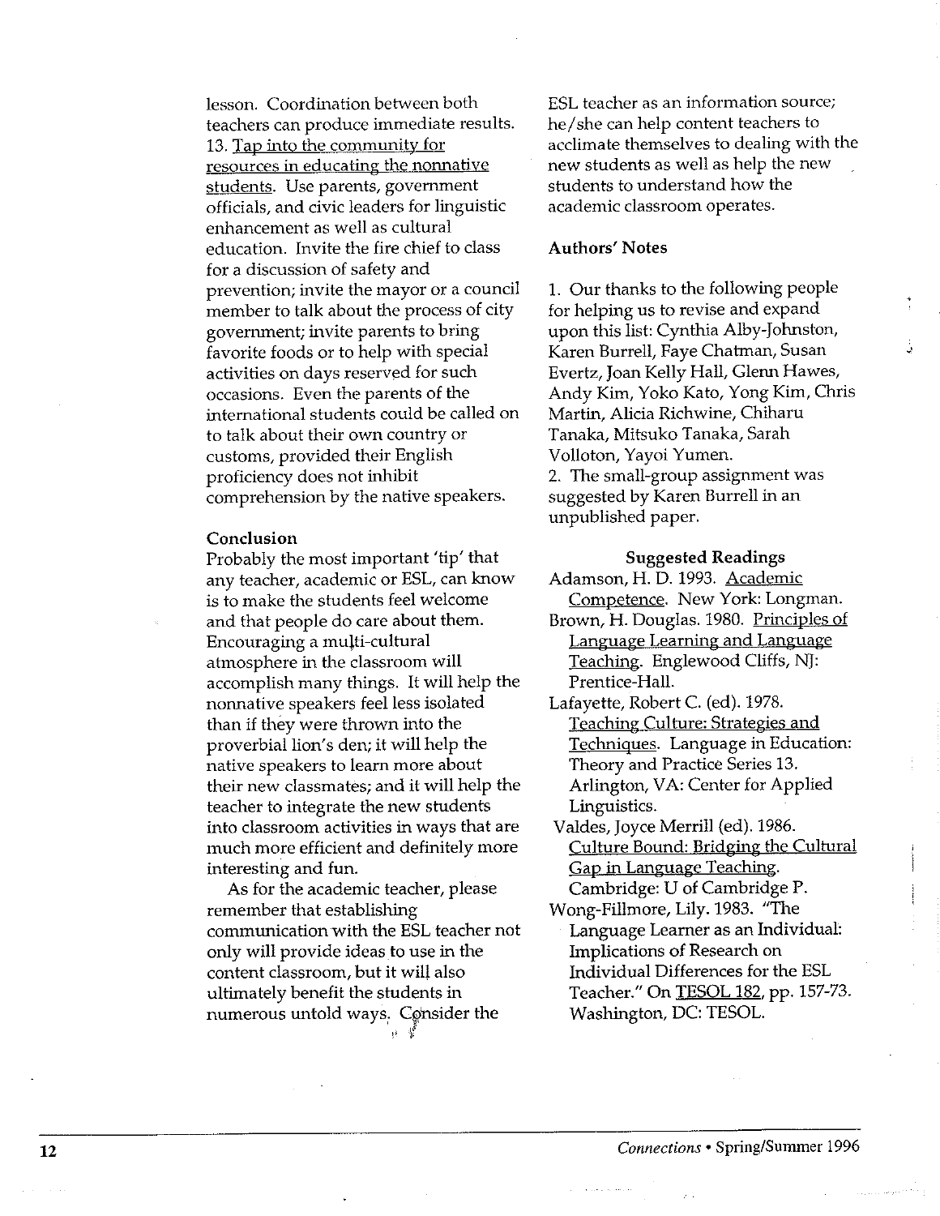lesson. Coordination between both teachers can produce immediate results.

13. Tap into the community for resources in educating the nonnative students. Use parents, government officials, and civic leaders for linguistic enhancement as well as cultural education. Invite the fire chief to class for a discussion of safety and prevention; invite the mayor or a council member to talk about the process of city government; invite parents to bring favorite foods or to help with special activities on days reserved for such occasions. Even the parents of the international students could be called on to talk about their own country or customs, provided their English proficiency does not inhibit comprehension by the native speakers.

### Conclusion

Probably the most important 'tip' that any teacher, academic or ESL, can know is to make the students feel welcome and that people do care about them. Encouraging a multi-cultural atmosphere in the classroom will accomplish many things. It will help the nonnative speakers feel less isolated than if they were thrown into the proverbial lion's den; it will help the native speakers to learn more about their new classmates; and it will help the teacher to integrate the new students into classroom activities in ways that are much more efficient and definitely more interesting and fun.

As for the academic teacher, please remember that establishing communication with the ESL teacher not only will provide ideas to use in the content classroom, but it will also ultimately benefit the students in numerous untold ways. Consider the ESL teacher as an information source; he/she can help content teachers to acclimate themselves to dealing with the new students as well as help the new students to understand how the academic classroom operates.

### Authors' Notes

1. Our thanks to the following people for helping us to revise and expand upon this list: Cynthia Alby-Johnston, Karen Burrell, Faye Chatman, Susan Evertz, Joan Kelly Hall, Glenn Hawes, Andy Kim, Yoko Kato, Yong Kim, Chris Martin, Alicia Richwine, Chiharu Tanaka, Mitsuko Tanaka, Sarah Volloton, Yayoi Yumen.
2. The small-group assignment was suggested by Karen Burrell in an unpublished paper.

### Suggested Readings

Adamson, H. D. 1993. Academic Competence. New York: Longman.

Brown, H. Douglas. 1980. Principles of Language Learning and Language Teaching. Englewood Cliffs, NJ: Prentice-Hall.

Lafayette, Robert C. (ed). 1978. Teaching Culture: Strategies and Techniques. Language in Education: Theory and Practice Series 13. Arlington, VA: Center for Applied Linguistics.

Valdes, Joyce Merrill (ed). 1986. Culture Bound: Bridging the Cultural Gap in Language Teaching. Cambridge: U of Cambridge P.

Wong-Fillmore, Lily. 1983. "The Language Learner as an Individual: Implications of Research on Individual Differences for the ESL Teacher." On TESOL 182, pp. 157-73. Washington, DC: TESOL.